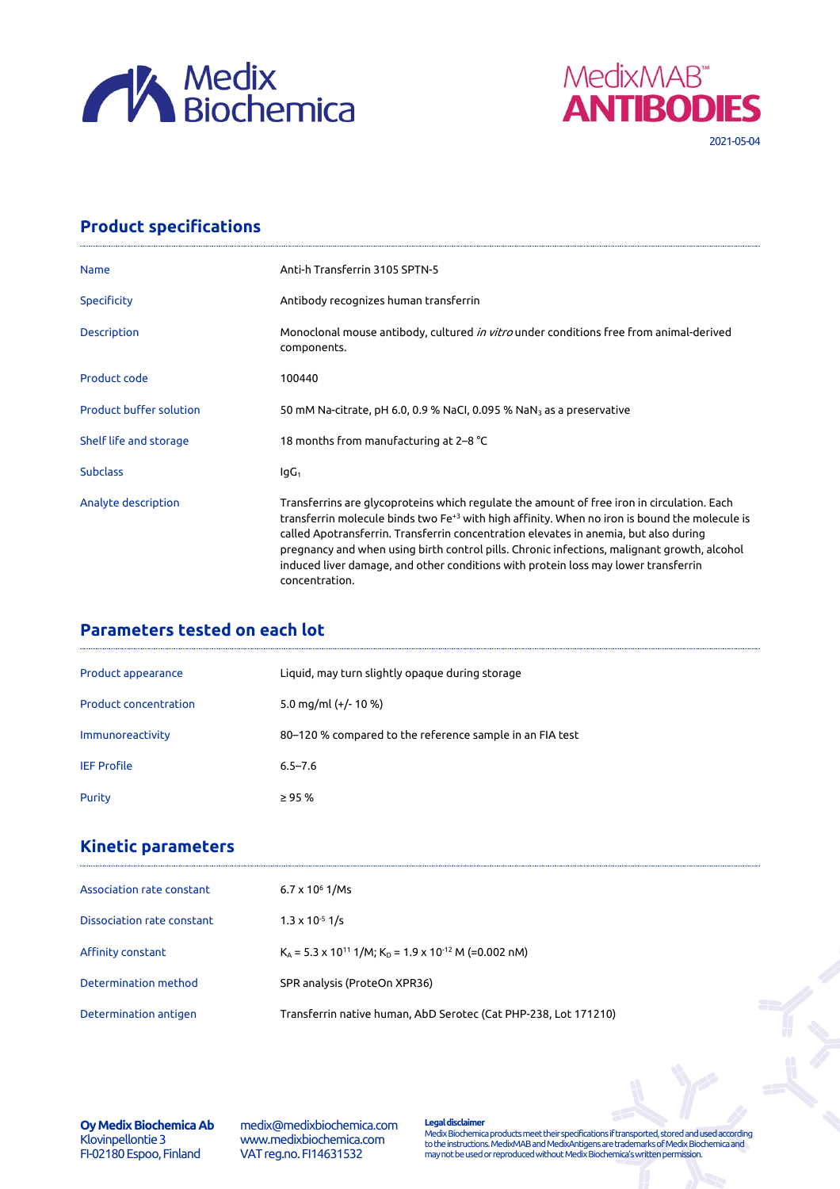Medix Biochemica

MedixMAB™ ANTIBODIES

2021-05-04

## Product specifications

| | |
|---|---|
| Name | Anti-h Transferrin 3105 SPTN-5 |
| Specificity | Antibody recognizes human transferrin |
| Description | Monoclonal mouse antibody, cultured *in vitro* under conditions free from animal-derived components. |
| Product code | 100440 |
| Product buffer solution | 50 mM Na-citrate, pH 6.0, 0.9 % NaCl, 0.095 % $NaN_3$ as a preservative |
| Shelf life and storage | 18 months from manufacturing at 2–8 °C |
| Subclass | $IgG_1$ |
| Analyte description | Transferrins are glycoproteins which regulate the amount of free iron in circulation. Each transferrin molecule binds two $Fe^{+3}$ with high affinity. When no iron is bound the molecule is called Apotransferrin. Transferrin concentration elevates in anemia, but also during pregnancy and when using birth control pills. Chronic infections, malignant growth, alcohol induced liver damage, and other conditions with protein loss may lower transferrin concentration. |

## Parameters tested on each lot

| | |
|---|---|
| Product appearance | Liquid, may turn slightly opaque during storage |
| Product concentration | 5.0 mg/ml (+/- 10 %) |
| Immunoreactivity | 80–120 % compared to the reference sample in an FIA test |
| IEF Profile | 6.5–7.6 |
| Purity | ≥ 95 % |

## Kinetic parameters

| | |
|---|---|
| Association rate constant | $6.7 \times 10^{6}$ 1/Ms |
| Dissociation rate constant | $1.3 \times 10^{-5}$ 1/s |
| Affinity constant | $K_A = 5.3 \times 10^{11}$ 1/M; $K_D = 1.9 \times 10^{-12}$ M (=0.002 nM) |
| Determination method | SPR analysis (ProteOn XPR36) |
| Determination antigen | Transferrin native human, AbD Serotec (Cat PHP-238, Lot 171210) |

**Oy Medix Biochemica Ab**
Klovinpellontie 3
FI-02180 Espoo, Finland

medix@medixbiochemica.com
www.medixbiochemica.com
VAT reg.no. FI14631532

**Legal disclaimer**
Medix Biochemica products meet their specifications if transported, stored and used according to the instructions. MedixMAB and MedixAntigens are trademarks of Medix Biochemica and may not be used or reproduced without Medix Biochemica's written permission.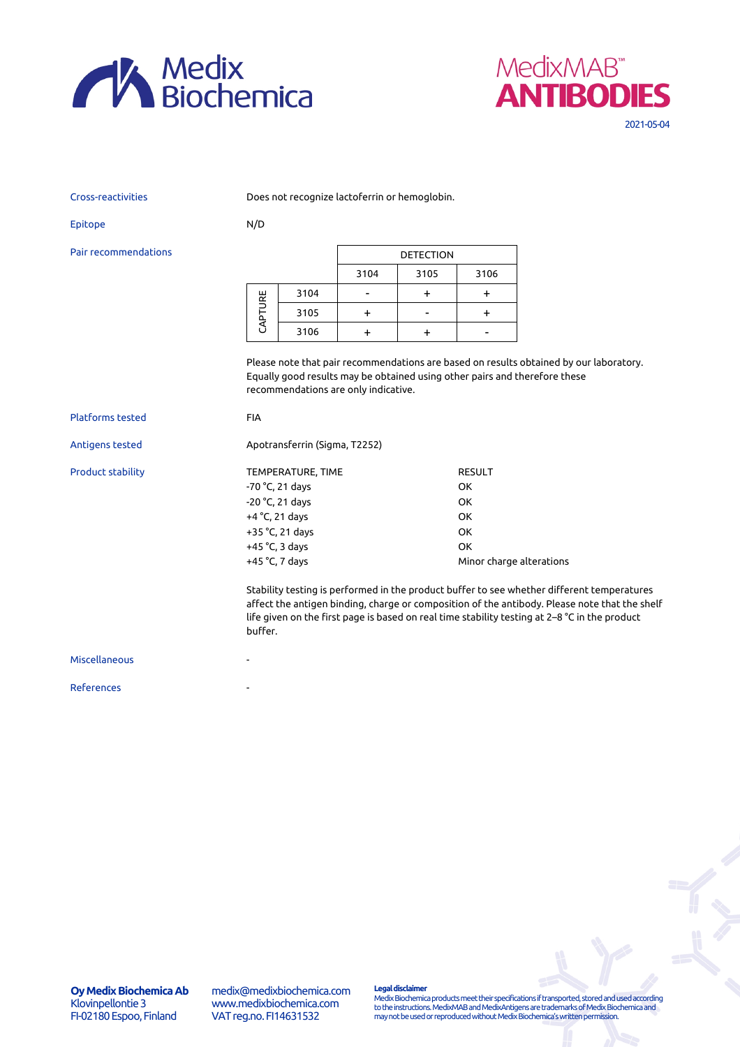Cross-reactivities: Does not recognize lactoferrin or hemoglobin.

Epitope: N/D

Pair recommendations:

| | | DETECTION | | |
|---|---|---|---|---|
| | | 3104 | 3105 | 3106 |
| CAPTURE | 3104 | - | + | + |
| | 3105 | + | - | + |
| | 3106 | + | + | - |

Please note that pair recommendations are based on results obtained by our laboratory. Equally good results may be obtained using other pairs and therefore these recommendations are only indicative.

Platforms tested: FIA

Antigens tested: Apotransferrin (Sigma, T2252)

Product stability:

| TEMPERATURE, TIME | RESULT |
|---|---|
| -70 °C, 21 days | OK |
| -20 °C, 21 days | OK |
| +4 °C, 21 days | OK |
| +35 °C, 21 days | OK |
| +45 °C, 3 days | OK |
| +45 °C, 7 days | Minor charge alterations |

Stability testing is performed in the product buffer to see whether different temperatures affect the antigen binding, charge or composition of the antibody. Please note that the shelf life given on the first page is based on real time stability testing at 2–8 °C in the product buffer.

Miscellaneous: -

References: -

**Oy Medix Biochemica Ab**
Klovinpellontie 3
FI-02180 Espoo, Finland

medix@medixbiochemica.com
www.medixbiochemica.com
VAT reg.no. FI14631532

**Legal disclaimer**
Medix Biochemica products meet their specifications if transported, stored and used according to the instructions. MedixMAB and MedixAntigens are trademarks of Medix Biochemica and may not be used or reproduced without Medix Biochemica's written permission.